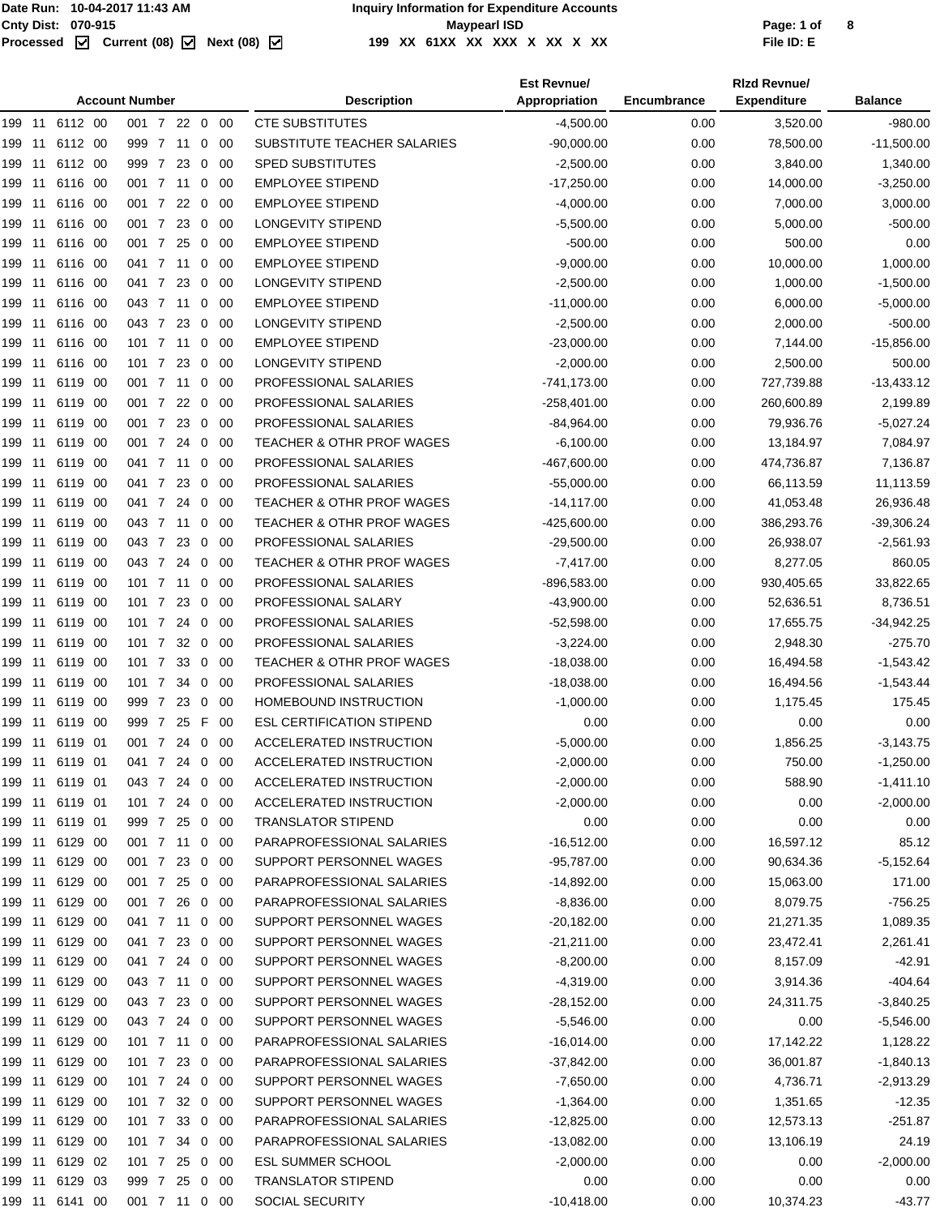Date Run: 10-04-2017 11:43 AM
Cnty Dist: 070-915
Processed ☑ Current (08) ☑ Next (08) ☑

**Inquiry Information for Expenditure Accounts**
**Maypearl ISD**
199 XX 61XX XX XXX X XX X XX

File ID: E

| Account Number | Description | Est Revnue/ Appropriation | Encumbrance | Rlzd Revnue/ Expenditure | Balance |
|---|---|---|---|---|---|
| 199 11 6112 00 001 7 22 0 00 | CTE SUBSTITUTES | -4,500.00 | 0.00 | 3,520.00 | -980.00 |
| 199 11 6112 00 999 7 11 0 00 | SUBSTITUTE TEACHER SALARIES | -90,000.00 | 0.00 | 78,500.00 | -11,500.00 |
| 199 11 6112 00 999 7 23 0 00 | SPED SUBSTITUTES | -2,500.00 | 0.00 | 3,840.00 | 1,340.00 |
| 199 11 6116 00 001 7 11 0 00 | EMPLOYEE STIPEND | -17,250.00 | 0.00 | 14,000.00 | -3,250.00 |
| 199 11 6116 00 001 7 22 0 00 | EMPLOYEE STIPEND | -4,000.00 | 0.00 | 7,000.00 | 3,000.00 |
| 199 11 6116 00 001 7 23 0 00 | LONGEVITY STIPEND | -5,500.00 | 0.00 | 5,000.00 | -500.00 |
| 199 11 6116 00 001 7 25 0 00 | EMPLOYEE STIPEND | -500.00 | 0.00 | 500.00 | 0.00 |
| 199 11 6116 00 041 7 11 0 00 | EMPLOYEE STIPEND | -9,000.00 | 0.00 | 10,000.00 | 1,000.00 |
| 199 11 6116 00 041 7 23 0 00 | LONGEVITY STIPEND | -2,500.00 | 0.00 | 1,000.00 | -1,500.00 |
| 199 11 6116 00 043 7 11 0 00 | EMPLOYEE STIPEND | -11,000.00 | 0.00 | 6,000.00 | -5,000.00 |
| 199 11 6116 00 043 7 23 0 00 | LONGEVITY STIPEND | -2,500.00 | 0.00 | 2,000.00 | -500.00 |
| 199 11 6116 00 101 7 11 0 00 | EMPLOYEE STIPEND | -23,000.00 | 0.00 | 7,144.00 | -15,856.00 |
| 199 11 6116 00 101 7 23 0 00 | LONGEVITY STIPEND | -2,000.00 | 0.00 | 2,500.00 | 500.00 |
| 199 11 6119 00 001 7 11 0 00 | PROFESSIONAL SALARIES | -741,173.00 | 0.00 | 727,739.88 | -13,433.12 |
| 199 11 6119 00 001 7 22 0 00 | PROFESSIONAL SALARIES | -258,401.00 | 0.00 | 260,600.89 | 2,199.89 |
| 199 11 6119 00 001 7 23 0 00 | PROFESSIONAL SALARIES | -84,964.00 | 0.00 | 79,936.76 | -5,027.24 |
| 199 11 6119 00 001 7 24 0 00 | TEACHER & OTHR PROF WAGES | -6,100.00 | 0.00 | 13,184.97 | 7,084.97 |
| 199 11 6119 00 041 7 11 0 00 | PROFESSIONAL SALARIES | -467,600.00 | 0.00 | 474,736.87 | 7,136.87 |
| 199 11 6119 00 041 7 23 0 00 | PROFESSIONAL SALARIES | -55,000.00 | 0.00 | 66,113.59 | 11,113.59 |
| 199 11 6119 00 041 7 24 0 00 | TEACHER & OTHR PROF WAGES | -14,117.00 | 0.00 | 41,053.48 | 26,936.48 |
| 199 11 6119 00 043 7 11 0 00 | TEACHER & OTHR PROF WAGES | -425,600.00 | 0.00 | 386,293.76 | -39,306.24 |
| 199 11 6119 00 043 7 23 0 00 | PROFESSIONAL SALARIES | -29,500.00 | 0.00 | 26,938.07 | -2,561.93 |
| 199 11 6119 00 043 7 24 0 00 | TEACHER & OTHR PROF WAGES | -7,417.00 | 0.00 | 8,277.05 | 860.05 |
| 199 11 6119 00 101 7 11 0 00 | PROFESSIONAL SALARIES | -896,583.00 | 0.00 | 930,405.65 | 33,822.65 |
| 199 11 6119 00 101 7 23 0 00 | PROFESSIONAL SALARY | -43,900.00 | 0.00 | 52,636.51 | 8,736.51 |
| 199 11 6119 00 101 7 24 0 00 | PROFESSIONAL SALARIES | -52,598.00 | 0.00 | 17,655.75 | -34,942.25 |
| 199 11 6119 00 101 7 32 0 00 | PROFESSIONAL SALARIES | -3,224.00 | 0.00 | 2,948.30 | -275.70 |
| 199 11 6119 00 101 7 33 0 00 | TEACHER & OTHR PROF WAGES | -18,038.00 | 0.00 | 16,494.58 | -1,543.42 |
| 199 11 6119 00 101 7 34 0 00 | PROFESSIONAL SALARIES | -18,038.00 | 0.00 | 16,494.56 | -1,543.44 |
| 199 11 6119 00 999 7 23 0 00 | HOMEBOUND INSTRUCTION | -1,000.00 | 0.00 | 1,175.45 | 175.45 |
| 199 11 6119 00 999 7 25 F 00 | ESL CERTIFICATION STIPEND | 0.00 | 0.00 | 0.00 | 0.00 |
| 199 11 6119 01 001 7 24 0 00 | ACCELERATED INSTRUCTION | -5,000.00 | 0.00 | 1,856.25 | -3,143.75 |
| 199 11 6119 01 041 7 24 0 00 | ACCELERATED INSTRUCTION | -2,000.00 | 0.00 | 750.00 | -1,250.00 |
| 199 11 6119 01 043 7 24 0 00 | ACCELERATED INSTRUCTION | -2,000.00 | 0.00 | 588.90 | -1,411.10 |
| 199 11 6119 01 101 7 24 0 00 | ACCELERATED INSTRUCTION | -2,000.00 | 0.00 | 0.00 | -2,000.00 |
| 199 11 6119 01 999 7 25 0 00 | TRANSLATOR STIPEND | 0.00 | 0.00 | 0.00 | 0.00 |
| 199 11 6129 00 001 7 11 0 00 | PARAPROFESSIONAL SALARIES | -16,512.00 | 0.00 | 16,597.12 | 85.12 |
| 199 11 6129 00 001 7 23 0 00 | SUPPORT PERSONNEL WAGES | -95,787.00 | 0.00 | 90,634.36 | -5,152.64 |
| 199 11 6129 00 001 7 25 0 00 | PARAPROFESSIONAL SALARIES | -14,892.00 | 0.00 | 15,063.00 | 171.00 |
| 199 11 6129 00 001 7 26 0 00 | PARAPROFESSIONAL SALARIES | -8,836.00 | 0.00 | 8,079.75 | -756.25 |
| 199 11 6129 00 041 7 11 0 00 | SUPPORT PERSONNEL WAGES | -20,182.00 | 0.00 | 21,271.35 | 1,089.35 |
| 199 11 6129 00 041 7 23 0 00 | SUPPORT PERSONNEL WAGES | -21,211.00 | 0.00 | 23,472.41 | 2,261.41 |
| 199 11 6129 00 041 7 24 0 00 | SUPPORT PERSONNEL WAGES | -8,200.00 | 0.00 | 8,157.09 | -42.91 |
| 199 11 6129 00 043 7 11 0 00 | SUPPORT PERSONNEL WAGES | -4,319.00 | 0.00 | 3,914.36 | -404.64 |
| 199 11 6129 00 043 7 23 0 00 | SUPPORT PERSONNEL WAGES | -28,152.00 | 0.00 | 24,311.75 | -3,840.25 |
| 199 11 6129 00 043 7 24 0 00 | SUPPORT PERSONNEL WAGES | -5,546.00 | 0.00 | 0.00 | -5,546.00 |
| 199 11 6129 00 101 7 11 0 00 | PARAPROFESSIONAL SALARIES | -16,014.00 | 0.00 | 17,142.22 | 1,128.22 |
| 199 11 6129 00 101 7 23 0 00 | PARAPROFESSIONAL SALARIES | -37,842.00 | 0.00 | 36,001.87 | -1,840.13 |
| 199 11 6129 00 101 7 24 0 00 | SUPPORT PERSONNEL WAGES | -7,650.00 | 0.00 | 4,736.71 | -2,913.29 |
| 199 11 6129 00 101 7 32 0 00 | SUPPORT PERSONNEL WAGES | -1,364.00 | 0.00 | 1,351.65 | -12.35 |
| 199 11 6129 00 101 7 33 0 00 | PARAPROFESSIONAL SALARIES | -12,825.00 | 0.00 | 12,573.13 | -251.87 |
| 199 11 6129 00 101 7 34 0 00 | PARAPROFESSIONAL SALARIES | -13,082.00 | 0.00 | 13,106.19 | 24.19 |
| 199 11 6129 02 101 7 25 0 00 | ESL SUMMER SCHOOL | -2,000.00 | 0.00 | 0.00 | -2,000.00 |
| 199 11 6129 03 999 7 25 0 00 | TRANSLATOR STIPEND | 0.00 | 0.00 | 0.00 | 0.00 |
| 199 11 6141 00 001 7 11 0 00 | SOCIAL SECURITY | -10,418.00 | 0.00 | 10,374.23 | -43.77 |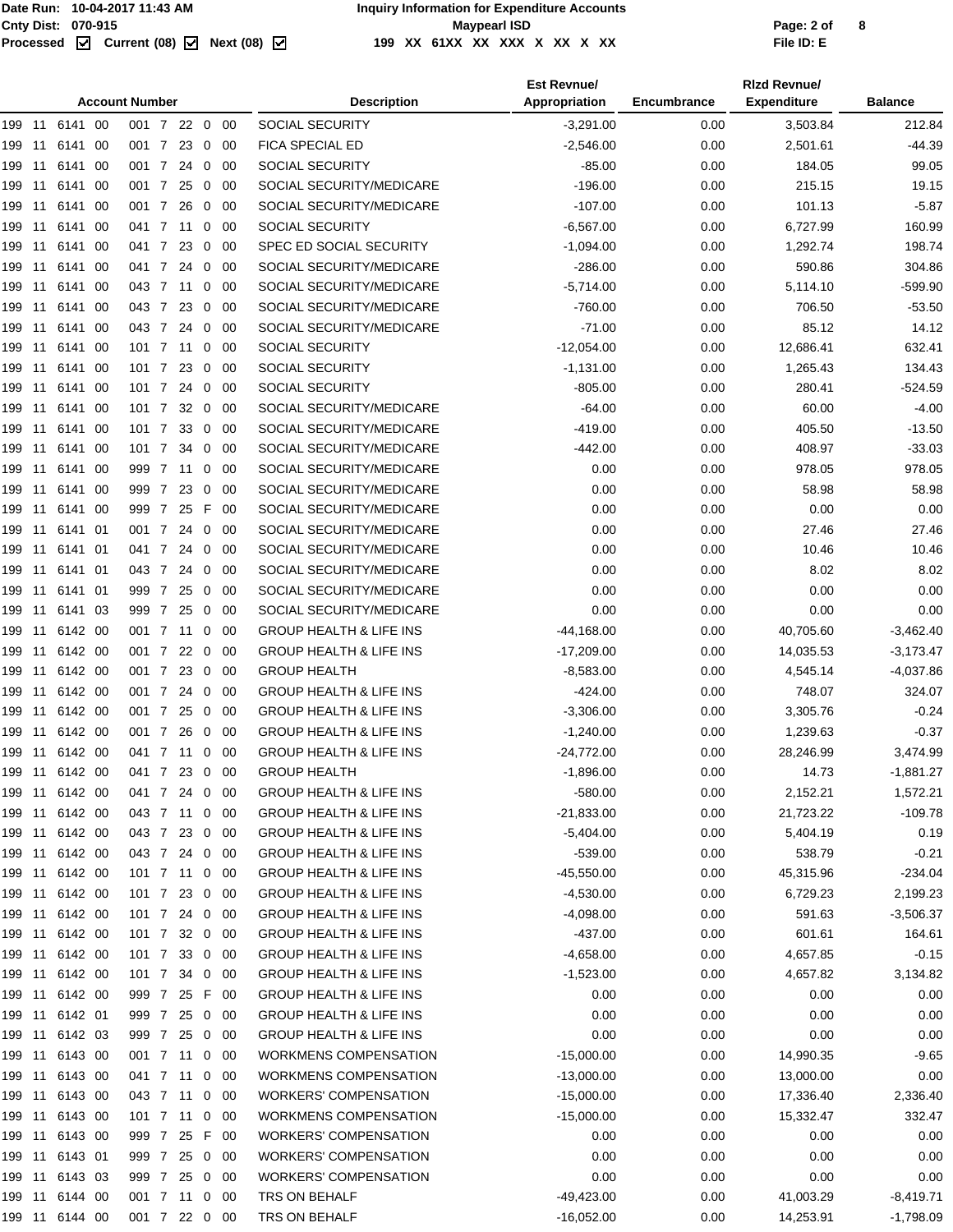Date Run: 10-04-2017 11:43 AM
Cnty Dist: 070-915
Processed ☑ Current (08) ☑ Next (08) ☑

# Inquiry Information for Expenditure Accounts

Maypearl ISD

199 XX 61XX XX XXX X XX X XX

File ID: E

| Account Number | Description | Est Revnue/ Appropriation | Encumbrance | Rlzd Revnue/ Expenditure | Balance |
|---|---|---|---|---|---|
| 199 11 6141 00 001 7 22 0 00 | SOCIAL SECURITY | -3,291.00 | 0.00 | 3,503.84 | 212.84 |
| 199 11 6141 00 001 7 23 0 00 | FICA SPECIAL ED | -2,546.00 | 0.00 | 2,501.61 | -44.39 |
| 199 11 6141 00 001 7 24 0 00 | SOCIAL SECURITY | -85.00 | 0.00 | 184.05 | 99.05 |
| 199 11 6141 00 001 7 25 0 00 | SOCIAL SECURITY/MEDICARE | -196.00 | 0.00 | 215.15 | 19.15 |
| 199 11 6141 00 001 7 26 0 00 | SOCIAL SECURITY/MEDICARE | -107.00 | 0.00 | 101.13 | -5.87 |
| 199 11 6141 00 041 7 11 0 00 | SOCIAL SECURITY | -6,567.00 | 0.00 | 6,727.99 | 160.99 |
| 199 11 6141 00 041 7 23 0 00 | SPEC ED SOCIAL SECURITY | -1,094.00 | 0.00 | 1,292.74 | 198.74 |
| 199 11 6141 00 041 7 24 0 00 | SOCIAL SECURITY/MEDICARE | -286.00 | 0.00 | 590.86 | 304.86 |
| 199 11 6141 00 043 7 11 0 00 | SOCIAL SECURITY/MEDICARE | -5,714.00 | 0.00 | 5,114.10 | -599.90 |
| 199 11 6141 00 043 7 23 0 00 | SOCIAL SECURITY/MEDICARE | -760.00 | 0.00 | 706.50 | -53.50 |
| 199 11 6141 00 043 7 24 0 00 | SOCIAL SECURITY/MEDICARE | -71.00 | 0.00 | 85.12 | 14.12 |
| 199 11 6141 00 101 7 11 0 00 | SOCIAL SECURITY | -12,054.00 | 0.00 | 12,686.41 | 632.41 |
| 199 11 6141 00 101 7 23 0 00 | SOCIAL SECURITY | -1,131.00 | 0.00 | 1,265.43 | 134.43 |
| 199 11 6141 00 101 7 24 0 00 | SOCIAL SECURITY | -805.00 | 0.00 | 280.41 | -524.59 |
| 199 11 6141 00 101 7 32 0 00 | SOCIAL SECURITY/MEDICARE | -64.00 | 0.00 | 60.00 | -4.00 |
| 199 11 6141 00 101 7 33 0 00 | SOCIAL SECURITY/MEDICARE | -419.00 | 0.00 | 405.50 | -13.50 |
| 199 11 6141 00 101 7 34 0 00 | SOCIAL SECURITY/MEDICARE | -442.00 | 0.00 | 408.97 | -33.03 |
| 199 11 6141 00 999 7 11 0 00 | SOCIAL SECURITY/MEDICARE | 0.00 | 0.00 | 978.05 | 978.05 |
| 199 11 6141 00 999 7 23 0 00 | SOCIAL SECURITY/MEDICARE | 0.00 | 0.00 | 58.98 | 58.98 |
| 199 11 6141 00 999 7 25 F 00 | SOCIAL SECURITY/MEDICARE | 0.00 | 0.00 | 0.00 | 0.00 |
| 199 11 6141 01 001 7 24 0 00 | SOCIAL SECURITY/MEDICARE | 0.00 | 0.00 | 27.46 | 27.46 |
| 199 11 6141 01 041 7 24 0 00 | SOCIAL SECURITY/MEDICARE | 0.00 | 0.00 | 10.46 | 10.46 |
| 199 11 6141 01 043 7 24 0 00 | SOCIAL SECURITY/MEDICARE | 0.00 | 0.00 | 8.02 | 8.02 |
| 199 11 6141 01 999 7 25 0 00 | SOCIAL SECURITY/MEDICARE | 0.00 | 0.00 | 0.00 | 0.00 |
| 199 11 6141 03 999 7 25 0 00 | SOCIAL SECURITY/MEDICARE | 0.00 | 0.00 | 0.00 | 0.00 |
| 199 11 6142 00 001 7 11 0 00 | GROUP HEALTH & LIFE INS | -44,168.00 | 0.00 | 40,705.60 | -3,462.40 |
| 199 11 6142 00 001 7 22 0 00 | GROUP HEALTH & LIFE INS | -17,209.00 | 0.00 | 14,035.53 | -3,173.47 |
| 199 11 6142 00 001 7 23 0 00 | GROUP HEALTH | -8,583.00 | 0.00 | 4,545.14 | -4,037.86 |
| 199 11 6142 00 001 7 24 0 00 | GROUP HEALTH & LIFE INS | -424.00 | 0.00 | 748.07 | 324.07 |
| 199 11 6142 00 001 7 25 0 00 | GROUP HEALTH & LIFE INS | -3,306.00 | 0.00 | 3,305.76 | -0.24 |
| 199 11 6142 00 001 7 26 0 00 | GROUP HEALTH & LIFE INS | -1,240.00 | 0.00 | 1,239.63 | -0.37 |
| 199 11 6142 00 041 7 11 0 00 | GROUP HEALTH & LIFE INS | -24,772.00 | 0.00 | 28,246.99 | 3,474.99 |
| 199 11 6142 00 041 7 23 0 00 | GROUP HEALTH | -1,896.00 | 0.00 | 14.73 | -1,881.27 |
| 199 11 6142 00 041 7 24 0 00 | GROUP HEALTH & LIFE INS | -580.00 | 0.00 | 2,152.21 | 1,572.21 |
| 199 11 6142 00 043 7 11 0 00 | GROUP HEALTH & LIFE INS | -21,833.00 | 0.00 | 21,723.22 | -109.78 |
| 199 11 6142 00 043 7 23 0 00 | GROUP HEALTH & LIFE INS | -5,404.00 | 0.00 | 5,404.19 | 0.19 |
| 199 11 6142 00 043 7 24 0 00 | GROUP HEALTH & LIFE INS | -539.00 | 0.00 | 538.79 | -0.21 |
| 199 11 6142 00 101 7 11 0 00 | GROUP HEALTH & LIFE INS | -45,550.00 | 0.00 | 45,315.96 | -234.04 |
| 199 11 6142 00 101 7 23 0 00 | GROUP HEALTH & LIFE INS | -4,530.00 | 0.00 | 6,729.23 | 2,199.23 |
| 199 11 6142 00 101 7 24 0 00 | GROUP HEALTH & LIFE INS | -4,098.00 | 0.00 | 591.63 | -3,506.37 |
| 199 11 6142 00 101 7 32 0 00 | GROUP HEALTH & LIFE INS | -437.00 | 0.00 | 601.61 | 164.61 |
| 199 11 6142 00 101 7 33 0 00 | GROUP HEALTH & LIFE INS | -4,658.00 | 0.00 | 4,657.85 | -0.15 |
| 199 11 6142 00 101 7 34 0 00 | GROUP HEALTH & LIFE INS | -1,523.00 | 0.00 | 4,657.82 | 3,134.82 |
| 199 11 6142 00 999 7 25 F 00 | GROUP HEALTH & LIFE INS | 0.00 | 0.00 | 0.00 | 0.00 |
| 199 11 6142 01 999 7 25 0 00 | GROUP HEALTH & LIFE INS | 0.00 | 0.00 | 0.00 | 0.00 |
| 199 11 6142 03 999 7 25 0 00 | GROUP HEALTH & LIFE INS | 0.00 | 0.00 | 0.00 | 0.00 |
| 199 11 6143 00 001 7 11 0 00 | WORKMENS COMPENSATION | -15,000.00 | 0.00 | 14,990.35 | -9.65 |
| 199 11 6143 00 041 7 11 0 00 | WORKMENS COMPENSATION | -13,000.00 | 0.00 | 13,000.00 | 0.00 |
| 199 11 6143 00 043 7 11 0 00 | WORKERS' COMPENSATION | -15,000.00 | 0.00 | 17,336.40 | 2,336.40 |
| 199 11 6143 00 101 7 11 0 00 | WORKMENS COMPENSATION | -15,000.00 | 0.00 | 15,332.47 | 332.47 |
| 199 11 6143 00 999 7 25 F 00 | WORKERS' COMPENSATION | 0.00 | 0.00 | 0.00 | 0.00 |
| 199 11 6143 01 999 7 25 0 00 | WORKERS' COMPENSATION | 0.00 | 0.00 | 0.00 | 0.00 |
| 199 11 6143 03 999 7 25 0 00 | WORKERS' COMPENSATION | 0.00 | 0.00 | 0.00 | 0.00 |
| 199 11 6144 00 001 7 11 0 00 | TRS ON BEHALF | -49,423.00 | 0.00 | 41,003.29 | -8,419.71 |
| 199 11 6144 00 001 7 22 0 00 | TRS ON BEHALF | -16,052.00 | 0.00 | 14,253.91 | -1,798.09 |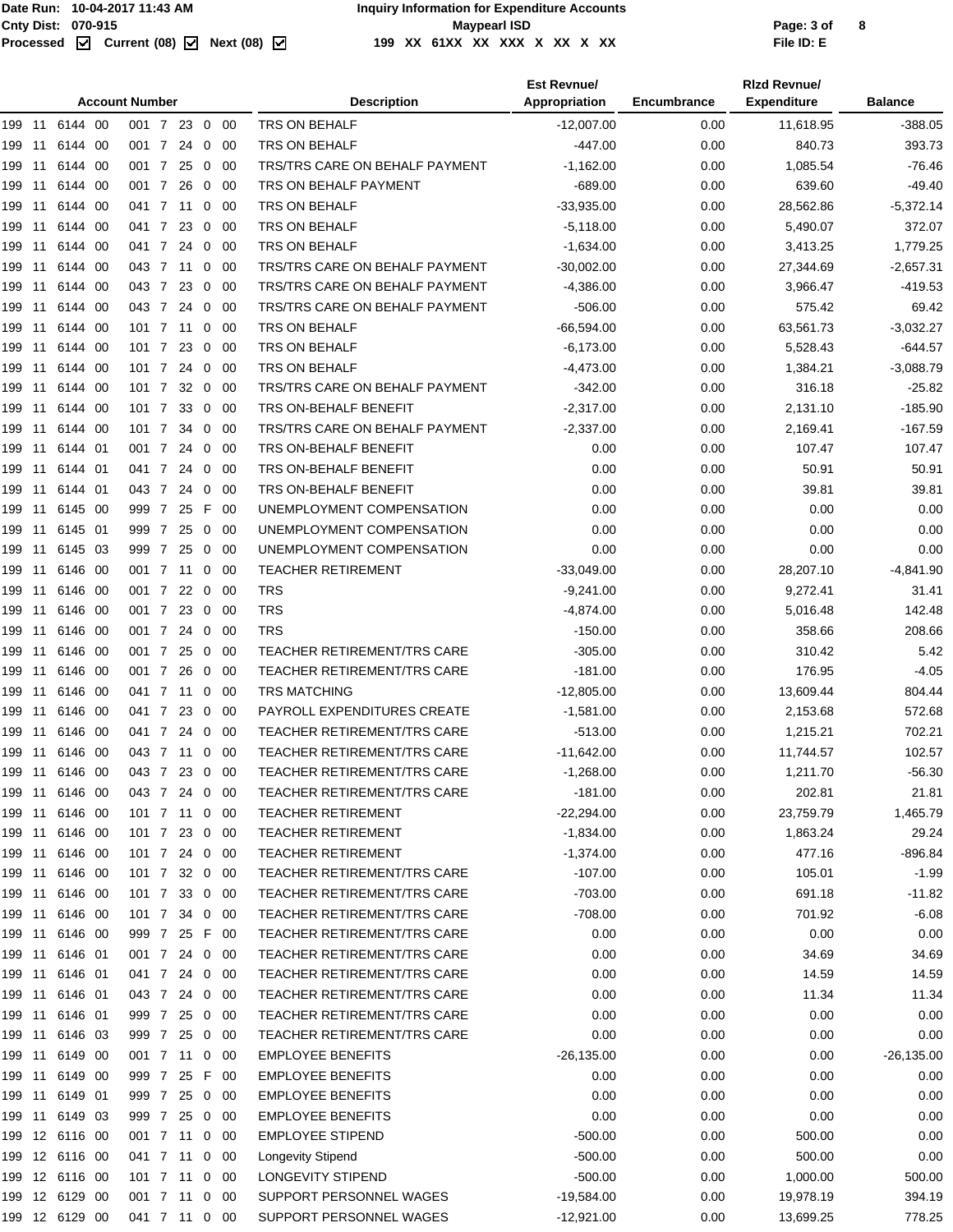| Account Number | Description | Est Revnue/ Appropriation | Encumbrance | Rlzd Revnue/ Expenditure | Balance |
|---|---|---|---|---|---|
| 199 11 6144 00 001 7 23 0 00 | TRS ON BEHALF | -12,007.00 | 0.00 | 11,618.95 | -388.05 |
| 199 11 6144 00 001 7 24 0 00 | TRS ON BEHALF | -447.00 | 0.00 | 840.73 | 393.73 |
| 199 11 6144 00 001 7 25 0 00 | TRS/TRS CARE ON BEHALF PAYMENT | -1,162.00 | 0.00 | 1,085.54 | -76.46 |
| 199 11 6144 00 001 7 26 0 00 | TRS ON BEHALF PAYMENT | -689.00 | 0.00 | 639.60 | -49.40 |
| 199 11 6144 00 041 7 11 0 00 | TRS ON BEHALF | -33,935.00 | 0.00 | 28,562.86 | -5,372.14 |
| 199 11 6144 00 041 7 23 0 00 | TRS ON BEHALF | -5,118.00 | 0.00 | 5,490.07 | 372.07 |
| 199 11 6144 00 041 7 24 0 00 | TRS ON BEHALF | -1,634.00 | 0.00 | 3,413.25 | 1,779.25 |
| 199 11 6144 00 043 7 11 0 00 | TRS/TRS CARE ON BEHALF PAYMENT | -30,002.00 | 0.00 | 27,344.69 | -2,657.31 |
| 199 11 6144 00 043 7 23 0 00 | TRS/TRS CARE ON BEHALF PAYMENT | -4,386.00 | 0.00 | 3,966.47 | -419.53 |
| 199 11 6144 00 043 7 24 0 00 | TRS/TRS CARE ON BEHALF PAYMENT | -506.00 | 0.00 | 575.42 | 69.42 |
| 199 11 6144 00 101 7 11 0 00 | TRS ON BEHALF | -66,594.00 | 0.00 | 63,561.73 | -3,032.27 |
| 199 11 6144 00 101 7 23 0 00 | TRS ON BEHALF | -6,173.00 | 0.00 | 5,528.43 | -644.57 |
| 199 11 6144 00 101 7 24 0 00 | TRS ON BEHALF | -4,473.00 | 0.00 | 1,384.21 | -3,088.79 |
| 199 11 6144 00 101 7 32 0 00 | TRS/TRS CARE ON BEHALF PAYMENT | -342.00 | 0.00 | 316.18 | -25.82 |
| 199 11 6144 00 101 7 33 0 00 | TRS ON-BEHALF BENEFIT | -2,317.00 | 0.00 | 2,131.10 | -185.90 |
| 199 11 6144 00 101 7 34 0 00 | TRS/TRS CARE ON BEHALF PAYMENT | -2,337.00 | 0.00 | 2,169.41 | -167.59 |
| 199 11 6144 01 001 7 24 0 00 | TRS ON-BEHALF BENEFIT | 0.00 | 0.00 | 107.47 | 107.47 |
| 199 11 6144 01 041 7 24 0 00 | TRS ON-BEHALF BENEFIT | 0.00 | 0.00 | 50.91 | 50.91 |
| 199 11 6144 01 043 7 24 0 00 | TRS ON-BEHALF BENEFIT | 0.00 | 0.00 | 39.81 | 39.81 |
| 199 11 6145 00 999 7 25 F 00 | UNEMPLOYMENT COMPENSATION | 0.00 | 0.00 | 0.00 | 0.00 |
| 199 11 6145 01 999 7 25 0 00 | UNEMPLOYMENT COMPENSATION | 0.00 | 0.00 | 0.00 | 0.00 |
| 199 11 6145 03 999 7 25 0 00 | UNEMPLOYMENT COMPENSATION | 0.00 | 0.00 | 0.00 | 0.00 |
| 199 11 6146 00 001 7 11 0 00 | TEACHER RETIREMENT | -33,049.00 | 0.00 | 28,207.10 | -4,841.90 |
| 199 11 6146 00 001 7 22 0 00 | TRS | -9,241.00 | 0.00 | 9,272.41 | 31.41 |
| 199 11 6146 00 001 7 23 0 00 | TRS | -4,874.00 | 0.00 | 5,016.48 | 142.48 |
| 199 11 6146 00 001 7 24 0 00 | TRS | -150.00 | 0.00 | 358.66 | 208.66 |
| 199 11 6146 00 001 7 25 0 00 | TEACHER RETIREMENT/TRS CARE | -305.00 | 0.00 | 310.42 | 5.42 |
| 199 11 6146 00 001 7 26 0 00 | TEACHER RETIREMENT/TRS CARE | -181.00 | 0.00 | 176.95 | -4.05 |
| 199 11 6146 00 041 7 11 0 00 | TRS MATCHING | -12,805.00 | 0.00 | 13,609.44 | 804.44 |
| 199 11 6146 00 041 7 23 0 00 | PAYROLL EXPENDITURES CREATE | -1,581.00 | 0.00 | 2,153.68 | 572.68 |
| 199 11 6146 00 041 7 24 0 00 | TEACHER RETIREMENT/TRS CARE | -513.00 | 0.00 | 1,215.21 | 702.21 |
| 199 11 6146 00 043 7 11 0 00 | TEACHER RETIREMENT/TRS CARE | -11,642.00 | 0.00 | 11,744.57 | 102.57 |
| 199 11 6146 00 043 7 23 0 00 | TEACHER RETIREMENT/TRS CARE | -1,268.00 | 0.00 | 1,211.70 | -56.30 |
| 199 11 6146 00 043 7 24 0 00 | TEACHER RETIREMENT/TRS CARE | -181.00 | 0.00 | 202.81 | 21.81 |
| 199 11 6146 00 101 7 11 0 00 | TEACHER RETIREMENT | -22,294.00 | 0.00 | 23,759.79 | 1,465.79 |
| 199 11 6146 00 101 7 23 0 00 | TEACHER RETIREMENT | -1,834.00 | 0.00 | 1,863.24 | 29.24 |
| 199 11 6146 00 101 7 24 0 00 | TEACHER RETIREMENT | -1,374.00 | 0.00 | 477.16 | -896.84 |
| 199 11 6146 00 101 7 32 0 00 | TEACHER RETIREMENT/TRS CARE | -107.00 | 0.00 | 105.01 | -1.99 |
| 199 11 6146 00 101 7 33 0 00 | TEACHER RETIREMENT/TRS CARE | -703.00 | 0.00 | 691.18 | -11.82 |
| 199 11 6146 00 101 7 34 0 00 | TEACHER RETIREMENT/TRS CARE | -708.00 | 0.00 | 701.92 | -6.08 |
| 199 11 6146 00 999 7 25 F 00 | TEACHER RETIREMENT/TRS CARE | 0.00 | 0.00 | 0.00 | 0.00 |
| 199 11 6146 01 001 7 24 0 00 | TEACHER RETIREMENT/TRS CARE | 0.00 | 0.00 | 34.69 | 34.69 |
| 199 11 6146 01 041 7 24 0 00 | TEACHER RETIREMENT/TRS CARE | 0.00 | 0.00 | 14.59 | 14.59 |
| 199 11 6146 01 043 7 24 0 00 | TEACHER RETIREMENT/TRS CARE | 0.00 | 0.00 | 11.34 | 11.34 |
| 199 11 6146 01 999 7 25 0 00 | TEACHER RETIREMENT/TRS CARE | 0.00 | 0.00 | 0.00 | 0.00 |
| 199 11 6146 03 999 7 25 0 00 | TEACHER RETIREMENT/TRS CARE | 0.00 | 0.00 | 0.00 | 0.00 |
| 199 11 6149 00 001 7 11 0 00 | EMPLOYEE BENEFITS | -26,135.00 | 0.00 | 0.00 | -26,135.00 |
| 199 11 6149 00 999 7 25 F 00 | EMPLOYEE BENEFITS | 0.00 | 0.00 | 0.00 | 0.00 |
| 199 11 6149 01 999 7 25 0 00 | EMPLOYEE BENEFITS | 0.00 | 0.00 | 0.00 | 0.00 |
| 199 11 6149 03 999 7 25 0 00 | EMPLOYEE BENEFITS | 0.00 | 0.00 | 0.00 | 0.00 |
| 199 12 6116 00 001 7 11 0 00 | EMPLOYEE STIPEND | -500.00 | 0.00 | 500.00 | 0.00 |
| 199 12 6116 00 041 7 11 0 00 | Longevity Stipend | -500.00 | 0.00 | 500.00 | 0.00 |
| 199 12 6116 00 101 7 11 0 00 | LONGEVITY STIPEND | -500.00 | 0.00 | 1,000.00 | 500.00 |
| 199 12 6129 00 001 7 11 0 00 | SUPPORT PERSONNEL WAGES | -19,584.00 | 0.00 | 19,978.19 | 394.19 |
| 199 12 6129 00 041 7 11 0 00 | SUPPORT PERSONNEL WAGES | -12,921.00 | 0.00 | 13,699.25 | 778.25 |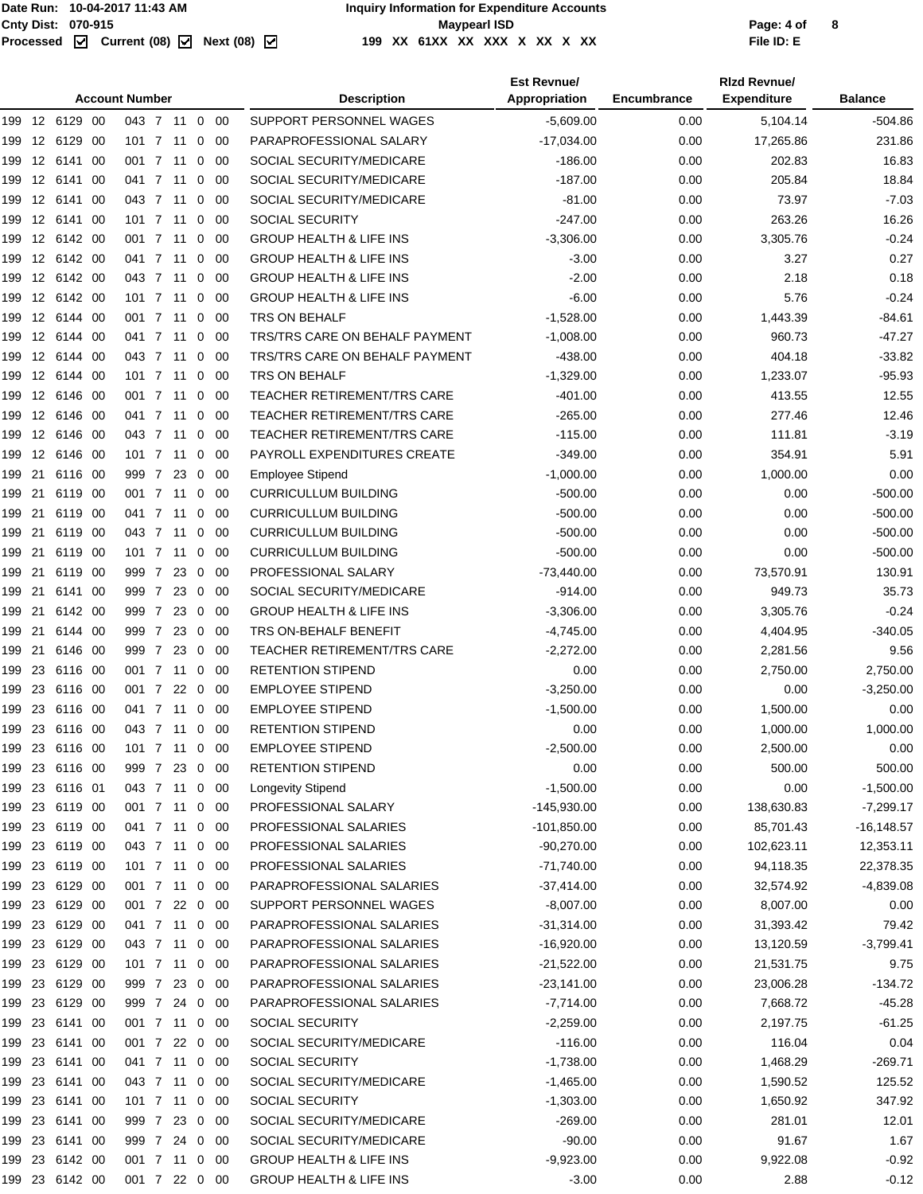| Account Number | Description | Est Revnue/ Appropriation | Encumbrance | Rlzd Revnue/ Expenditure | Balance |
|---|---|---|---|---|---|
| 199 12 6129 00 043 7 11 0 00 | SUPPORT PERSONNEL WAGES | -5,609.00 | 0.00 | 5,104.14 | -504.86 |
| 199 12 6129 00 101 7 11 0 00 | PARAPROFESSIONAL SALARY | -17,034.00 | 0.00 | 17,265.86 | 231.86 |
| 199 12 6141 00 001 7 11 0 00 | SOCIAL SECURITY/MEDICARE | -186.00 | 0.00 | 202.83 | 16.83 |
| 199 12 6141 00 041 7 11 0 00 | SOCIAL SECURITY/MEDICARE | -187.00 | 0.00 | 205.84 | 18.84 |
| 199 12 6141 00 043 7 11 0 00 | SOCIAL SECURITY/MEDICARE | -81.00 | 0.00 | 73.97 | -7.03 |
| 199 12 6141 00 101 7 11 0 00 | SOCIAL SECURITY | -247.00 | 0.00 | 263.26 | 16.26 |
| 199 12 6142 00 001 7 11 0 00 | GROUP HEALTH & LIFE INS | -3,306.00 | 0.00 | 3,305.76 | -0.24 |
| 199 12 6142 00 041 7 11 0 00 | GROUP HEALTH & LIFE INS | -3.00 | 0.00 | 3.27 | 0.27 |
| 199 12 6142 00 043 7 11 0 00 | GROUP HEALTH & LIFE INS | -2.00 | 0.00 | 2.18 | 0.18 |
| 199 12 6142 00 101 7 11 0 00 | GROUP HEALTH & LIFE INS | -6.00 | 0.00 | 5.76 | -0.24 |
| 199 12 6144 00 001 7 11 0 00 | TRS ON BEHALF | -1,528.00 | 0.00 | 1,443.39 | -84.61 |
| 199 12 6144 00 041 7 11 0 00 | TRS/TRS CARE ON BEHALF PAYMENT | -1,008.00 | 0.00 | 960.73 | -47.27 |
| 199 12 6144 00 043 7 11 0 00 | TRS/TRS CARE ON BEHALF PAYMENT | -438.00 | 0.00 | 404.18 | -33.82 |
| 199 12 6144 00 101 7 11 0 00 | TRS ON BEHALF | -1,329.00 | 0.00 | 1,233.07 | -95.93 |
| 199 12 6146 00 001 7 11 0 00 | TEACHER RETIREMENT/TRS CARE | -401.00 | 0.00 | 413.55 | 12.55 |
| 199 12 6146 00 041 7 11 0 00 | TEACHER RETIREMENT/TRS CARE | -265.00 | 0.00 | 277.46 | 12.46 |
| 199 12 6146 00 043 7 11 0 00 | TEACHER RETIREMENT/TRS CARE | -115.00 | 0.00 | 111.81 | -3.19 |
| 199 12 6146 00 101 7 11 0 00 | PAYROLL EXPENDITURES CREATE | -349.00 | 0.00 | 354.91 | 5.91 |
| 199 21 6116 00 999 7 23 0 00 | Employee Stipend | -1,000.00 | 0.00 | 1,000.00 | 0.00 |
| 199 21 6119 00 001 7 11 0 00 | CURRICULLUM BUILDING | -500.00 | 0.00 | 0.00 | -500.00 |
| 199 21 6119 00 041 7 11 0 00 | CURRICULLUM BUILDING | -500.00 | 0.00 | 0.00 | -500.00 |
| 199 21 6119 00 043 7 11 0 00 | CURRICULLUM BUILDING | -500.00 | 0.00 | 0.00 | -500.00 |
| 199 21 6119 00 101 7 11 0 00 | CURRICULLUM BUILDING | -500.00 | 0.00 | 0.00 | -500.00 |
| 199 21 6119 00 999 7 23 0 00 | PROFESSIONAL SALARY | -73,440.00 | 0.00 | 73,570.91 | 130.91 |
| 199 21 6141 00 999 7 23 0 00 | SOCIAL SECURITY/MEDICARE | -914.00 | 0.00 | 949.73 | 35.73 |
| 199 21 6142 00 999 7 23 0 00 | GROUP HEALTH & LIFE INS | -3,306.00 | 0.00 | 3,305.76 | -0.24 |
| 199 21 6144 00 999 7 23 0 00 | TRS ON-BEHALF BENEFIT | -4,745.00 | 0.00 | 4,404.95 | -340.05 |
| 199 21 6146 00 999 7 23 0 00 | TEACHER RETIREMENT/TRS CARE | -2,272.00 | 0.00 | 2,281.56 | 9.56 |
| 199 23 6116 00 001 7 11 0 00 | RETENTION STIPEND | 0.00 | 0.00 | 2,750.00 | 2,750.00 |
| 199 23 6116 00 001 7 22 0 00 | EMPLOYEE STIPEND | -3,250.00 | 0.00 | 0.00 | -3,250.00 |
| 199 23 6116 00 041 7 11 0 00 | EMPLOYEE STIPEND | -1,500.00 | 0.00 | 1,500.00 | 0.00 |
| 199 23 6116 00 043 7 11 0 00 | RETENTION STIPEND | 0.00 | 0.00 | 1,000.00 | 1,000.00 |
| 199 23 6116 00 101 7 11 0 00 | EMPLOYEE STIPEND | -2,500.00 | 0.00 | 2,500.00 | 0.00 |
| 199 23 6116 00 999 7 23 0 00 | RETENTION STIPEND | 0.00 | 0.00 | 500.00 | 500.00 |
| 199 23 6116 01 043 7 11 0 00 | Longevity Stipend | -1,500.00 | 0.00 | 0.00 | -1,500.00 |
| 199 23 6119 00 001 7 11 0 00 | PROFESSIONAL SALARY | -145,930.00 | 0.00 | 138,630.83 | -7,299.17 |
| 199 23 6119 00 041 7 11 0 00 | PROFESSIONAL SALARIES | -101,850.00 | 0.00 | 85,701.43 | -16,148.57 |
| 199 23 6119 00 043 7 11 0 00 | PROFESSIONAL SALARIES | -90,270.00 | 0.00 | 102,623.11 | 12,353.11 |
| 199 23 6119 00 101 7 11 0 00 | PROFESSIONAL SALARIES | -71,740.00 | 0.00 | 94,118.35 | 22,378.35 |
| 199 23 6129 00 001 7 11 0 00 | PARAPROFESSIONAL SALARIES | -37,414.00 | 0.00 | 32,574.92 | -4,839.08 |
| 199 23 6129 00 001 7 22 0 00 | SUPPORT PERSONNEL WAGES | -8,007.00 | 0.00 | 8,007.00 | 0.00 |
| 199 23 6129 00 041 7 11 0 00 | PARAPROFESSIONAL SALARIES | -31,314.00 | 0.00 | 31,393.42 | 79.42 |
| 199 23 6129 00 043 7 11 0 00 | PARAPROFESSIONAL SALARIES | -16,920.00 | 0.00 | 13,120.59 | -3,799.41 |
| 199 23 6129 00 101 7 11 0 00 | PARAPROFESSIONAL SALARIES | -21,522.00 | 0.00 | 21,531.75 | 9.75 |
| 199 23 6129 00 999 7 23 0 00 | PARAPROFESSIONAL SALARIES | -23,141.00 | 0.00 | 23,006.28 | -134.72 |
| 199 23 6129 00 999 7 24 0 00 | PARAPROFESSIONAL SALARIES | -7,714.00 | 0.00 | 7,668.72 | -45.28 |
| 199 23 6141 00 001 7 11 0 00 | SOCIAL SECURITY | -2,259.00 | 0.00 | 2,197.75 | -61.25 |
| 199 23 6141 00 001 7 22 0 00 | SOCIAL SECURITY/MEDICARE | -116.00 | 0.00 | 116.04 | 0.04 |
| 199 23 6141 00 041 7 11 0 00 | SOCIAL SECURITY | -1,738.00 | 0.00 | 1,468.29 | -269.71 |
| 199 23 6141 00 043 7 11 0 00 | SOCIAL SECURITY/MEDICARE | -1,465.00 | 0.00 | 1,590.52 | 125.52 |
| 199 23 6141 00 101 7 11 0 00 | SOCIAL SECURITY | -1,303.00 | 0.00 | 1,650.92 | 347.92 |
| 199 23 6141 00 999 7 23 0 00 | SOCIAL SECURITY/MEDICARE | -269.00 | 0.00 | 281.01 | 12.01 |
| 199 23 6141 00 999 7 24 0 00 | SOCIAL SECURITY/MEDICARE | -90.00 | 0.00 | 91.67 | 1.67 |
| 199 23 6142 00 001 7 11 0 00 | GROUP HEALTH & LIFE INS | -9,923.00 | 0.00 | 9,922.08 | -0.92 |
| 199 23 6142 00 001 7 22 0 00 | GROUP HEALTH & LIFE INS | -3.00 | 0.00 | 2.88 | -0.12 |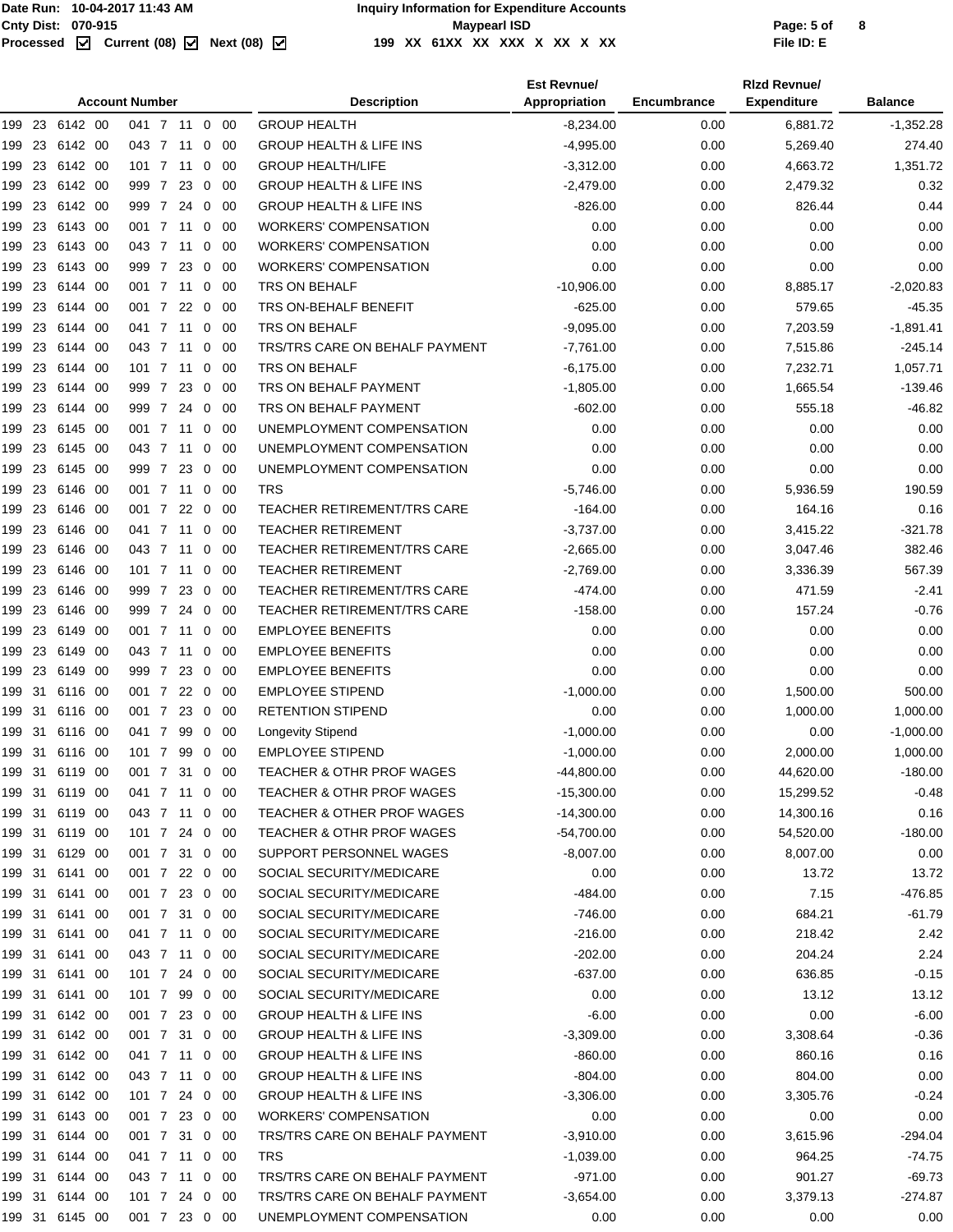| Account Number | Description | Est Revnue/ Appropriation | Encumbrance | Rlzd Revnue/ Expenditure | Balance |
|---|---|---|---|---|---|
| 199 23 6142 00 041 7 11 0 00 | GROUP HEALTH | -8,234.00 | 0.00 | 6,881.72 | -1,352.28 |
| 199 23 6142 00 043 7 11 0 00 | GROUP HEALTH & LIFE INS | -4,995.00 | 0.00 | 5,269.40 | 274.40 |
| 199 23 6142 00 101 7 11 0 00 | GROUP HEALTH/LIFE | -3,312.00 | 0.00 | 4,663.72 | 1,351.72 |
| 199 23 6142 00 999 7 23 0 00 | GROUP HEALTH & LIFE INS | -2,479.00 | 0.00 | 2,479.32 | 0.32 |
| 199 23 6142 00 999 7 24 0 00 | GROUP HEALTH & LIFE INS | -826.00 | 0.00 | 826.44 | 0.44 |
| 199 23 6143 00 001 7 11 0 00 | WORKERS' COMPENSATION | 0.00 | 0.00 | 0.00 | 0.00 |
| 199 23 6143 00 043 7 11 0 00 | WORKERS' COMPENSATION | 0.00 | 0.00 | 0.00 | 0.00 |
| 199 23 6143 00 999 7 23 0 00 | WORKERS' COMPENSATION | 0.00 | 0.00 | 0.00 | 0.00 |
| 199 23 6144 00 001 7 11 0 00 | TRS ON BEHALF | -10,906.00 | 0.00 | 8,885.17 | -2,020.83 |
| 199 23 6144 00 001 7 22 0 00 | TRS ON-BEHALF BENEFIT | -625.00 | 0.00 | 579.65 | -45.35 |
| 199 23 6144 00 041 7 11 0 00 | TRS ON BEHALF | -9,095.00 | 0.00 | 7,203.59 | -1,891.41 |
| 199 23 6144 00 043 7 11 0 00 | TRS/TRS CARE ON BEHALF PAYMENT | -7,761.00 | 0.00 | 7,515.86 | -245.14 |
| 199 23 6144 00 101 7 11 0 00 | TRS ON BEHALF | -6,175.00 | 0.00 | 7,232.71 | 1,057.71 |
| 199 23 6144 00 999 7 23 0 00 | TRS ON BEHALF PAYMENT | -1,805.00 | 0.00 | 1,665.54 | -139.46 |
| 199 23 6144 00 999 7 24 0 00 | TRS ON BEHALF PAYMENT | -602.00 | 0.00 | 555.18 | -46.82 |
| 199 23 6145 00 001 7 11 0 00 | UNEMPLOYMENT COMPENSATION | 0.00 | 0.00 | 0.00 | 0.00 |
| 199 23 6145 00 043 7 11 0 00 | UNEMPLOYMENT COMPENSATION | 0.00 | 0.00 | 0.00 | 0.00 |
| 199 23 6145 00 999 7 23 0 00 | UNEMPLOYMENT COMPENSATION | 0.00 | 0.00 | 0.00 | 0.00 |
| 199 23 6146 00 001 7 11 0 00 | TRS | -5,746.00 | 0.00 | 5,936.59 | 190.59 |
| 199 23 6146 00 001 7 22 0 00 | TEACHER RETIREMENT/TRS CARE | -164.00 | 0.00 | 164.16 | 0.16 |
| 199 23 6146 00 041 7 11 0 00 | TEACHER RETIREMENT | -3,737.00 | 0.00 | 3,415.22 | -321.78 |
| 199 23 6146 00 043 7 11 0 00 | TEACHER RETIREMENT/TRS CARE | -2,665.00 | 0.00 | 3,047.46 | 382.46 |
| 199 23 6146 00 101 7 11 0 00 | TEACHER RETIREMENT | -2,769.00 | 0.00 | 3,336.39 | 567.39 |
| 199 23 6146 00 999 7 23 0 00 | TEACHER RETIREMENT/TRS CARE | -474.00 | 0.00 | 471.59 | -2.41 |
| 199 23 6146 00 999 7 24 0 00 | TEACHER RETIREMENT/TRS CARE | -158.00 | 0.00 | 157.24 | -0.76 |
| 199 23 6149 00 001 7 11 0 00 | EMPLOYEE BENEFITS | 0.00 | 0.00 | 0.00 | 0.00 |
| 199 23 6149 00 043 7 11 0 00 | EMPLOYEE BENEFITS | 0.00 | 0.00 | 0.00 | 0.00 |
| 199 23 6149 00 999 7 23 0 00 | EMPLOYEE BENEFITS | 0.00 | 0.00 | 0.00 | 0.00 |
| 199 31 6116 00 001 7 22 0 00 | EMPLOYEE STIPEND | -1,000.00 | 0.00 | 1,500.00 | 500.00 |
| 199 31 6116 00 001 7 23 0 00 | RETENTION STIPEND | 0.00 | 0.00 | 1,000.00 | 1,000.00 |
| 199 31 6116 00 041 7 99 0 00 | Longevity Stipend | -1,000.00 | 0.00 | 0.00 | -1,000.00 |
| 199 31 6116 00 101 7 99 0 00 | EMPLOYEE STIPEND | -1,000.00 | 0.00 | 2,000.00 | 1,000.00 |
| 199 31 6119 00 001 7 31 0 00 | TEACHER & OTHR PROF WAGES | -44,800.00 | 0.00 | 44,620.00 | -180.00 |
| 199 31 6119 00 041 7 11 0 00 | TEACHER & OTHR PROF WAGES | -15,300.00 | 0.00 | 15,299.52 | -0.48 |
| 199 31 6119 00 043 7 11 0 00 | TEACHER & OTHER PROF WAGES | -14,300.00 | 0.00 | 14,300.16 | 0.16 |
| 199 31 6119 00 101 7 24 0 00 | TEACHER & OTHR PROF WAGES | -54,700.00 | 0.00 | 54,520.00 | -180.00 |
| 199 31 6129 00 001 7 31 0 00 | SUPPORT PERSONNEL WAGES | -8,007.00 | 0.00 | 8,007.00 | 0.00 |
| 199 31 6141 00 001 7 22 0 00 | SOCIAL SECURITY/MEDICARE | 0.00 | 0.00 | 13.72 | 13.72 |
| 199 31 6141 00 001 7 23 0 00 | SOCIAL SECURITY/MEDICARE | -484.00 | 0.00 | 7.15 | -476.85 |
| 199 31 6141 00 001 7 31 0 00 | SOCIAL SECURITY/MEDICARE | -746.00 | 0.00 | 684.21 | -61.79 |
| 199 31 6141 00 041 7 11 0 00 | SOCIAL SECURITY/MEDICARE | -216.00 | 0.00 | 218.42 | 2.42 |
| 199 31 6141 00 043 7 11 0 00 | SOCIAL SECURITY/MEDICARE | -202.00 | 0.00 | 204.24 | 2.24 |
| 199 31 6141 00 101 7 24 0 00 | SOCIAL SECURITY/MEDICARE | -637.00 | 0.00 | 636.85 | -0.15 |
| 199 31 6141 00 101 7 99 0 00 | SOCIAL SECURITY/MEDICARE | 0.00 | 0.00 | 13.12 | 13.12 |
| 199 31 6142 00 001 7 23 0 00 | GROUP HEALTH & LIFE INS | -6.00 | 0.00 | 0.00 | -6.00 |
| 199 31 6142 00 001 7 31 0 00 | GROUP HEALTH & LIFE INS | -3,309.00 | 0.00 | 3,308.64 | -0.36 |
| 199 31 6142 00 041 7 11 0 00 | GROUP HEALTH & LIFE INS | -860.00 | 0.00 | 860.16 | 0.16 |
| 199 31 6142 00 043 7 11 0 00 | GROUP HEALTH & LIFE INS | -804.00 | 0.00 | 804.00 | 0.00 |
| 199 31 6142 00 101 7 24 0 00 | GROUP HEALTH & LIFE INS | -3,306.00 | 0.00 | 3,305.76 | -0.24 |
| 199 31 6143 00 001 7 23 0 00 | WORKERS' COMPENSATION | 0.00 | 0.00 | 0.00 | 0.00 |
| 199 31 6144 00 001 7 31 0 00 | TRS/TRS CARE ON BEHALF PAYMENT | -3,910.00 | 0.00 | 3,615.96 | -294.04 |
| 199 31 6144 00 041 7 11 0 00 | TRS | -1,039.00 | 0.00 | 964.25 | -74.75 |
| 199 31 6144 00 043 7 11 0 00 | TRS/TRS CARE ON BEHALF PAYMENT | -971.00 | 0.00 | 901.27 | -69.73 |
| 199 31 6144 00 101 7 24 0 00 | TRS/TRS CARE ON BEHALF PAYMENT | -3,654.00 | 0.00 | 3,379.13 | -274.87 |
| 199 31 6145 00 001 7 23 0 00 | UNEMPLOYMENT COMPENSATION | 0.00 | 0.00 | 0.00 | 0.00 |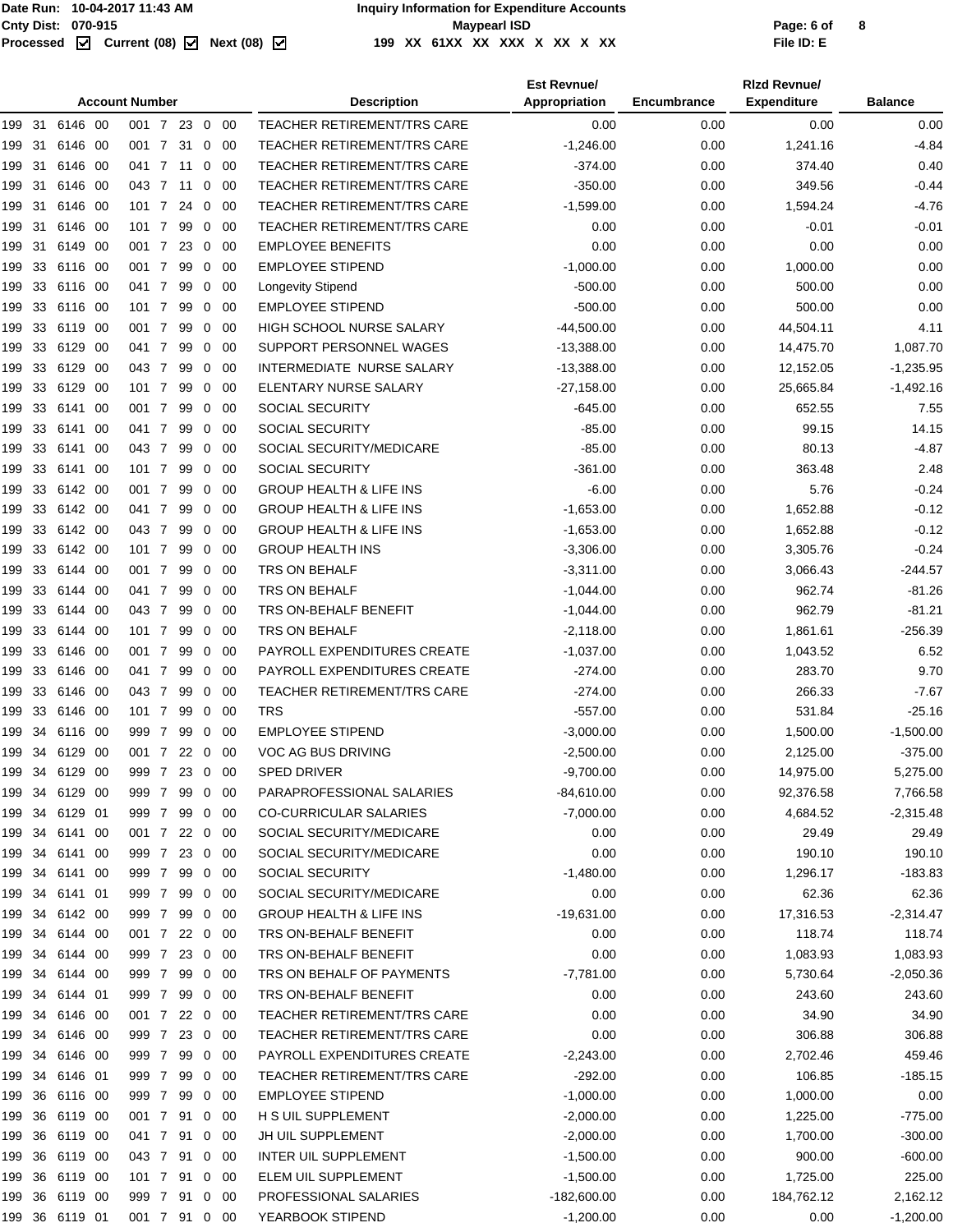| Account Number | Description | Est Revnue/ Appropriation | Encumbrance | Rlzd Revnue/ Expenditure | Balance |
|---|---|---|---|---|---|
| 199 31 6146 00 001 7 23 0 00 | TEACHER RETIREMENT/TRS CARE | 0.00 | 0.00 | 0.00 | 0.00 |
| 199 31 6146 00 001 7 31 0 00 | TEACHER RETIREMENT/TRS CARE | -1,246.00 | 0.00 | 1,241.16 | -4.84 |
| 199 31 6146 00 041 7 11 0 00 | TEACHER RETIREMENT/TRS CARE | -374.00 | 0.00 | 374.40 | 0.40 |
| 199 31 6146 00 043 7 11 0 00 | TEACHER RETIREMENT/TRS CARE | -350.00 | 0.00 | 349.56 | -0.44 |
| 199 31 6146 00 101 7 24 0 00 | TEACHER RETIREMENT/TRS CARE | -1,599.00 | 0.00 | 1,594.24 | -4.76 |
| 199 31 6146 00 101 7 99 0 00 | TEACHER RETIREMENT/TRS CARE | 0.00 | 0.00 | -0.01 | -0.01 |
| 199 31 6149 00 001 7 23 0 00 | EMPLOYEE BENEFITS | 0.00 | 0.00 | 0.00 | 0.00 |
| 199 33 6116 00 001 7 99 0 00 | EMPLOYEE STIPEND | -1,000.00 | 0.00 | 1,000.00 | 0.00 |
| 199 33 6116 00 041 7 99 0 00 | Longevity Stipend | -500.00 | 0.00 | 500.00 | 0.00 |
| 199 33 6116 00 101 7 99 0 00 | EMPLOYEE STIPEND | -500.00 | 0.00 | 500.00 | 0.00 |
| 199 33 6119 00 001 7 99 0 00 | HIGH SCHOOL NURSE SALARY | -44,500.00 | 0.00 | 44,504.11 | 4.11 |
| 199 33 6129 00 041 7 99 0 00 | SUPPORT PERSONNEL WAGES | -13,388.00 | 0.00 | 14,475.70 | 1,087.70 |
| 199 33 6129 00 043 7 99 0 00 | INTERMEDIATE NURSE SALARY | -13,388.00 | 0.00 | 12,152.05 | -1,235.95 |
| 199 33 6129 00 101 7 99 0 00 | ELENTARY NURSE SALARY | -27,158.00 | 0.00 | 25,665.84 | -1,492.16 |
| 199 33 6141 00 001 7 99 0 00 | SOCIAL SECURITY | -645.00 | 0.00 | 652.55 | 7.55 |
| 199 33 6141 00 041 7 99 0 00 | SOCIAL SECURITY | -85.00 | 0.00 | 99.15 | 14.15 |
| 199 33 6141 00 043 7 99 0 00 | SOCIAL SECURITY/MEDICARE | -85.00 | 0.00 | 80.13 | -4.87 |
| 199 33 6141 00 101 7 99 0 00 | SOCIAL SECURITY | -361.00 | 0.00 | 363.48 | 2.48 |
| 199 33 6142 00 001 7 99 0 00 | GROUP HEALTH & LIFE INS | -6.00 | 0.00 | 5.76 | -0.24 |
| 199 33 6142 00 041 7 99 0 00 | GROUP HEALTH & LIFE INS | -1,653.00 | 0.00 | 1,652.88 | -0.12 |
| 199 33 6142 00 043 7 99 0 00 | GROUP HEALTH & LIFE INS | -1,653.00 | 0.00 | 1,652.88 | -0.12 |
| 199 33 6142 00 101 7 99 0 00 | GROUP HEALTH INS | -3,306.00 | 0.00 | 3,305.76 | -0.24 |
| 199 33 6144 00 001 7 99 0 00 | TRS ON BEHALF | -3,311.00 | 0.00 | 3,066.43 | -244.57 |
| 199 33 6144 00 041 7 99 0 00 | TRS ON BEHALF | -1,044.00 | 0.00 | 962.74 | -81.26 |
| 199 33 6144 00 043 7 99 0 00 | TRS ON-BEHALF BENEFIT | -1,044.00 | 0.00 | 962.79 | -81.21 |
| 199 33 6144 00 101 7 99 0 00 | TRS ON BEHALF | -2,118.00 | 0.00 | 1,861.61 | -256.39 |
| 199 33 6146 00 001 7 99 0 00 | PAYROLL EXPENDITURES CREATE | -1,037.00 | 0.00 | 1,043.52 | 6.52 |
| 199 33 6146 00 041 7 99 0 00 | PAYROLL EXPENDITURES CREATE | -274.00 | 0.00 | 283.70 | 9.70 |
| 199 33 6146 00 043 7 99 0 00 | TEACHER RETIREMENT/TRS CARE | -274.00 | 0.00 | 266.33 | -7.67 |
| 199 33 6146 00 101 7 99 0 00 | TRS | -557.00 | 0.00 | 531.84 | -25.16 |
| 199 34 6116 00 999 7 99 0 00 | EMPLOYEE STIPEND | -3,000.00 | 0.00 | 1,500.00 | -1,500.00 |
| 199 34 6129 00 001 7 22 0 00 | VOC AG BUS DRIVING | -2,500.00 | 0.00 | 2,125.00 | -375.00 |
| 199 34 6129 00 999 7 23 0 00 | SPED DRIVER | -9,700.00 | 0.00 | 14,975.00 | 5,275.00 |
| 199 34 6129 00 999 7 99 0 00 | PARAPROFESSIONAL SALARIES | -84,610.00 | 0.00 | 92,376.58 | 7,766.58 |
| 199 34 6129 01 999 7 99 0 00 | CO-CURRICULAR SALARIES | -7,000.00 | 0.00 | 4,684.52 | -2,315.48 |
| 199 34 6141 00 001 7 22 0 00 | SOCIAL SECURITY/MEDICARE | 0.00 | 0.00 | 29.49 | 29.49 |
| 199 34 6141 00 999 7 23 0 00 | SOCIAL SECURITY/MEDICARE | 0.00 | 0.00 | 190.10 | 190.10 |
| 199 34 6141 00 999 7 99 0 00 | SOCIAL SECURITY | -1,480.00 | 0.00 | 1,296.17 | -183.83 |
| 199 34 6141 01 999 7 99 0 00 | SOCIAL SECURITY/MEDICARE | 0.00 | 0.00 | 62.36 | 62.36 |
| 199 34 6142 00 999 7 99 0 00 | GROUP HEALTH & LIFE INS | -19,631.00 | 0.00 | 17,316.53 | -2,314.47 |
| 199 34 6144 00 001 7 22 0 00 | TRS ON-BEHALF BENEFIT | 0.00 | 0.00 | 118.74 | 118.74 |
| 199 34 6144 00 999 7 23 0 00 | TRS ON-BEHALF BENEFIT | 0.00 | 0.00 | 1,083.93 | 1,083.93 |
| 199 34 6144 00 999 7 99 0 00 | TRS ON BEHALF OF PAYMENTS | -7,781.00 | 0.00 | 5,730.64 | -2,050.36 |
| 199 34 6144 01 999 7 99 0 00 | TRS ON-BEHALF BENEFIT | 0.00 | 0.00 | 243.60 | 243.60 |
| 199 34 6146 00 001 7 22 0 00 | TEACHER RETIREMENT/TRS CARE | 0.00 | 0.00 | 34.90 | 34.90 |
| 199 34 6146 00 999 7 23 0 00 | TEACHER RETIREMENT/TRS CARE | 0.00 | 0.00 | 306.88 | 306.88 |
| 199 34 6146 00 999 7 99 0 00 | PAYROLL EXPENDITURES CREATE | -2,243.00 | 0.00 | 2,702.46 | 459.46 |
| 199 34 6146 01 999 7 99 0 00 | TEACHER RETIREMENT/TRS CARE | -292.00 | 0.00 | 106.85 | -185.15 |
| 199 36 6116 00 999 7 99 0 00 | EMPLOYEE STIPEND | -1,000.00 | 0.00 | 1,000.00 | 0.00 |
| 199 36 6119 00 001 7 91 0 00 | H S UIL SUPPLEMENT | -2,000.00 | 0.00 | 1,225.00 | -775.00 |
| 199 36 6119 00 041 7 91 0 00 | JH UIL SUPPLEMENT | -2,000.00 | 0.00 | 1,700.00 | -300.00 |
| 199 36 6119 00 043 7 91 0 00 | INTER UIL SUPPLEMENT | -1,500.00 | 0.00 | 900.00 | -600.00 |
| 199 36 6119 00 101 7 91 0 00 | ELEM UIL SUPPLEMENT | -1,500.00 | 0.00 | 1,725.00 | 225.00 |
| 199 36 6119 00 999 7 91 0 00 | PROFESSIONAL SALARIES | -182,600.00 | 0.00 | 184,762.12 | 2,162.12 |
| 199 36 6119 01 001 7 91 0 00 | YEARBOOK STIPEND | -1,200.00 | 0.00 | 0.00 | -1,200.00 |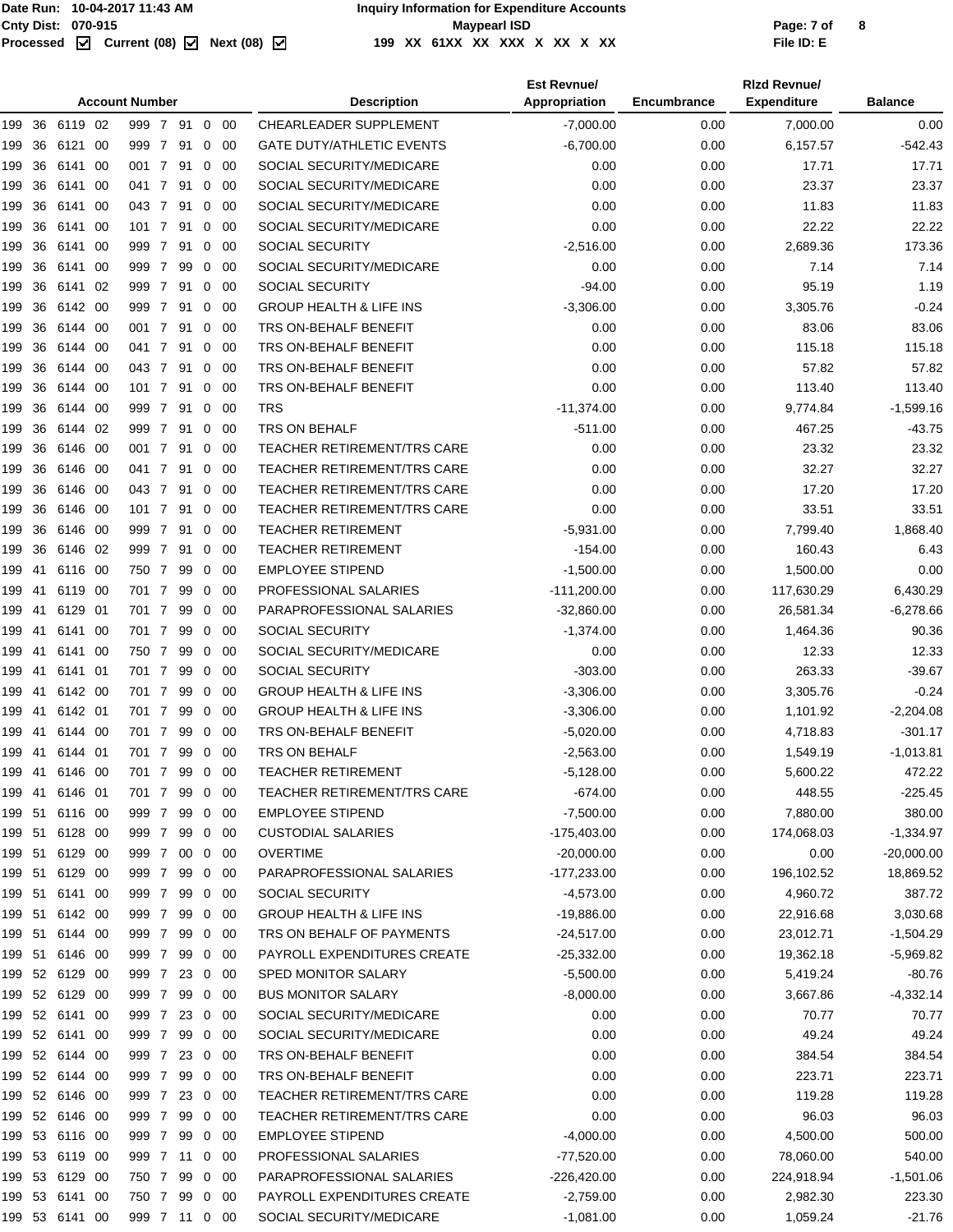Date Run: 10-04-2017 11:43 AM
Cnty Dist: 070-915
Processed ☑ Current (08) ☑ Next (08) ☑

Inquiry Information for Expenditure Accounts
Maypearl ISD
199 XX 61XX XX XXX X XX X XX

File ID: E

| Account Number | Description | Est Revnue/ Appropriation | Encumbrance | Rlzd Revnue/ Expenditure | Balance |
|---|---|---|---|---|---|
| 199 36 6119 02 999 7 91 0 00 | CHEARLEADER SUPPLEMENT | -7,000.00 | 0.00 | 7,000.00 | 0.00 |
| 199 36 6121 00 999 7 91 0 00 | GATE DUTY/ATHLETIC EVENTS | -6,700.00 | 0.00 | 6,157.57 | -542.43 |
| 199 36 6141 00 001 7 91 0 00 | SOCIAL SECURITY/MEDICARE | 0.00 | 0.00 | 17.71 | 17.71 |
| 199 36 6141 00 041 7 91 0 00 | SOCIAL SECURITY/MEDICARE | 0.00 | 0.00 | 23.37 | 23.37 |
| 199 36 6141 00 043 7 91 0 00 | SOCIAL SECURITY/MEDICARE | 0.00 | 0.00 | 11.83 | 11.83 |
| 199 36 6141 00 101 7 91 0 00 | SOCIAL SECURITY/MEDICARE | 0.00 | 0.00 | 22.22 | 22.22 |
| 199 36 6141 00 999 7 91 0 00 | SOCIAL SECURITY | -2,516.00 | 0.00 | 2,689.36 | 173.36 |
| 199 36 6141 00 999 7 99 0 00 | SOCIAL SECURITY/MEDICARE | 0.00 | 0.00 | 7.14 | 7.14 |
| 199 36 6141 02 999 7 91 0 00 | SOCIAL SECURITY | -94.00 | 0.00 | 95.19 | 1.19 |
| 199 36 6142 00 999 7 91 0 00 | GROUP HEALTH & LIFE INS | -3,306.00 | 0.00 | 3,305.76 | -0.24 |
| 199 36 6144 00 001 7 91 0 00 | TRS ON-BEHALF BENEFIT | 0.00 | 0.00 | 83.06 | 83.06 |
| 199 36 6144 00 041 7 91 0 00 | TRS ON-BEHALF BENEFIT | 0.00 | 0.00 | 115.18 | 115.18 |
| 199 36 6144 00 043 7 91 0 00 | TRS ON-BEHALF BENEFIT | 0.00 | 0.00 | 57.82 | 57.82 |
| 199 36 6144 00 101 7 91 0 00 | TRS ON-BEHALF BENEFIT | 0.00 | 0.00 | 113.40 | 113.40 |
| 199 36 6144 00 999 7 91 0 00 | TRS | -11,374.00 | 0.00 | 9,774.84 | -1,599.16 |
| 199 36 6144 02 999 7 91 0 00 | TRS ON BEHALF | -511.00 | 0.00 | 467.25 | -43.75 |
| 199 36 6146 00 001 7 91 0 00 | TEACHER RETIREMENT/TRS CARE | 0.00 | 0.00 | 23.32 | 23.32 |
| 199 36 6146 00 041 7 91 0 00 | TEACHER RETIREMENT/TRS CARE | 0.00 | 0.00 | 32.27 | 32.27 |
| 199 36 6146 00 043 7 91 0 00 | TEACHER RETIREMENT/TRS CARE | 0.00 | 0.00 | 17.20 | 17.20 |
| 199 36 6146 00 101 7 91 0 00 | TEACHER RETIREMENT/TRS CARE | 0.00 | 0.00 | 33.51 | 33.51 |
| 199 36 6146 00 999 7 91 0 00 | TEACHER RETIREMENT | -5,931.00 | 0.00 | 7,799.40 | 1,868.40 |
| 199 36 6146 02 999 7 91 0 00 | TEACHER RETIREMENT | -154.00 | 0.00 | 160.43 | 6.43 |
| 199 41 6116 00 750 7 99 0 00 | EMPLOYEE STIPEND | -1,500.00 | 0.00 | 1,500.00 | 0.00 |
| 199 41 6119 00 701 7 99 0 00 | PROFESSIONAL SALARIES | -111,200.00 | 0.00 | 117,630.29 | 6,430.29 |
| 199 41 6129 01 701 7 99 0 00 | PARAPROFESSIONAL SALARIES | -32,860.00 | 0.00 | 26,581.34 | -6,278.66 |
| 199 41 6141 00 701 7 99 0 00 | SOCIAL SECURITY | -1,374.00 | 0.00 | 1,464.36 | 90.36 |
| 199 41 6141 00 750 7 99 0 00 | SOCIAL SECURITY/MEDICARE | 0.00 | 0.00 | 12.33 | 12.33 |
| 199 41 6141 01 701 7 99 0 00 | SOCIAL SECURITY | -303.00 | 0.00 | 263.33 | -39.67 |
| 199 41 6142 00 701 7 99 0 00 | GROUP HEALTH & LIFE INS | -3,306.00 | 0.00 | 3,305.76 | -0.24 |
| 199 41 6142 01 701 7 99 0 00 | GROUP HEALTH & LIFE INS | -3,306.00 | 0.00 | 1,101.92 | -2,204.08 |
| 199 41 6144 00 701 7 99 0 00 | TRS ON-BEHALF BENEFIT | -5,020.00 | 0.00 | 4,718.83 | -301.17 |
| 199 41 6144 01 701 7 99 0 00 | TRS ON BEHALF | -2,563.00 | 0.00 | 1,549.19 | -1,013.81 |
| 199 41 6146 00 701 7 99 0 00 | TEACHER RETIREMENT | -5,128.00 | 0.00 | 5,600.22 | 472.22 |
| 199 41 6146 01 701 7 99 0 00 | TEACHER RETIREMENT/TRS CARE | -674.00 | 0.00 | 448.55 | -225.45 |
| 199 51 6116 00 999 7 99 0 00 | EMPLOYEE STIPEND | -7,500.00 | 0.00 | 7,880.00 | 380.00 |
| 199 51 6128 00 999 7 99 0 00 | CUSTODIAL SALARIES | -175,403.00 | 0.00 | 174,068.03 | -1,334.97 |
| 199 51 6129 00 999 7 00 0 00 | OVERTIME | -20,000.00 | 0.00 | 0.00 | -20,000.00 |
| 199 51 6129 00 999 7 99 0 00 | PARAPROFESSIONAL SALARIES | -177,233.00 | 0.00 | 196,102.52 | 18,869.52 |
| 199 51 6141 00 999 7 99 0 00 | SOCIAL SECURITY | -4,573.00 | 0.00 | 4,960.72 | 387.72 |
| 199 51 6142 00 999 7 99 0 00 | GROUP HEALTH & LIFE INS | -19,886.00 | 0.00 | 22,916.68 | 3,030.68 |
| 199 51 6144 00 999 7 99 0 00 | TRS ON BEHALF OF PAYMENTS | -24,517.00 | 0.00 | 23,012.71 | -1,504.29 |
| 199 51 6146 00 999 7 99 0 00 | PAYROLL EXPENDITURES CREATE | -25,332.00 | 0.00 | 19,362.18 | -5,969.82 |
| 199 52 6129 00 999 7 23 0 00 | SPED MONITOR SALARY | -5,500.00 | 0.00 | 5,419.24 | -80.76 |
| 199 52 6129 00 999 7 99 0 00 | BUS MONITOR SALARY | -8,000.00 | 0.00 | 3,667.86 | -4,332.14 |
| 199 52 6141 00 999 7 23 0 00 | SOCIAL SECURITY/MEDICARE | 0.00 | 0.00 | 70.77 | 70.77 |
| 199 52 6141 00 999 7 99 0 00 | SOCIAL SECURITY/MEDICARE | 0.00 | 0.00 | 49.24 | 49.24 |
| 199 52 6144 00 999 7 23 0 00 | TRS ON-BEHALF BENEFIT | 0.00 | 0.00 | 384.54 | 384.54 |
| 199 52 6144 00 999 7 99 0 00 | TRS ON-BEHALF BENEFIT | 0.00 | 0.00 | 223.71 | 223.71 |
| 199 52 6146 00 999 7 23 0 00 | TEACHER RETIREMENT/TRS CARE | 0.00 | 0.00 | 119.28 | 119.28 |
| 199 52 6146 00 999 7 99 0 00 | TEACHER RETIREMENT/TRS CARE | 0.00 | 0.00 | 96.03 | 96.03 |
| 199 53 6116 00 999 7 99 0 00 | EMPLOYEE STIPEND | -4,000.00 | 0.00 | 4,500.00 | 500.00 |
| 199 53 6119 00 999 7 11 0 00 | PROFESSIONAL SALARIES | -77,520.00 | 0.00 | 78,060.00 | 540.00 |
| 199 53 6129 00 750 7 99 0 00 | PARAPROFESSIONAL SALARIES | -226,420.00 | 0.00 | 224,918.94 | -1,501.06 |
| 199 53 6141 00 750 7 99 0 00 | PAYROLL EXPENDITURES CREATE | -2,759.00 | 0.00 | 2,982.30 | 223.30 |
| 199 53 6141 00 999 7 11 0 00 | SOCIAL SECURITY/MEDICARE | -1,081.00 | 0.00 | 1,059.24 | -21.76 |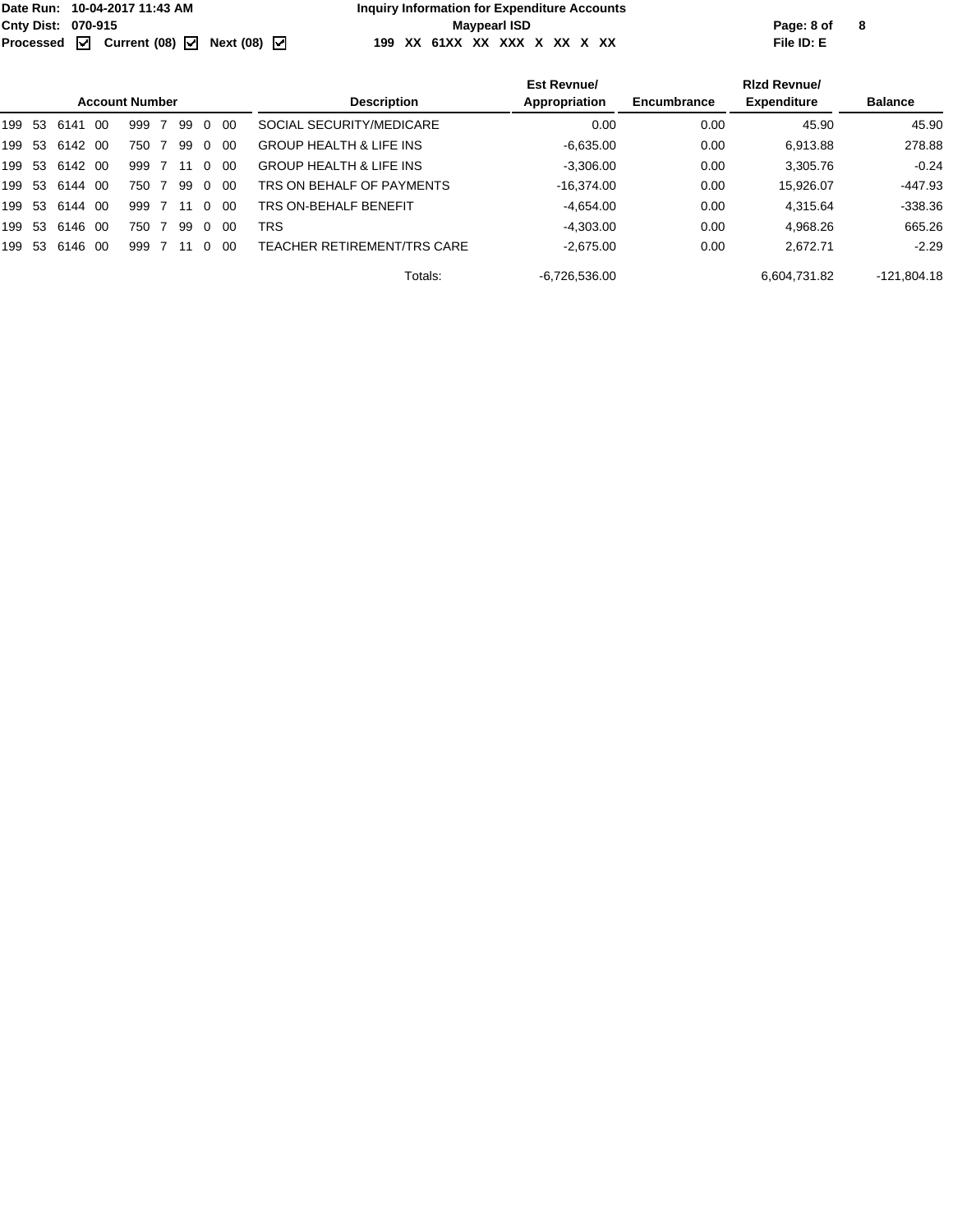| Account Number | Description | Est Revnue/ Appropriation | Encumbrance | Rlzd Revnue/ Expenditure | Balance |
|---|---|---|---|---|---|
| 199 53 6141 00 999 7 99 0 00 | SOCIAL SECURITY/MEDICARE | 0.00 | 0.00 | 45.90 | 45.90 |
| 199 53 6142 00 750 7 99 0 00 | GROUP HEALTH & LIFE INS | -6,635.00 | 0.00 | 6,913.88 | 278.88 |
| 199 53 6142 00 999 7 11 0 00 | GROUP HEALTH & LIFE INS | -3,306.00 | 0.00 | 3,305.76 | -0.24 |
| 199 53 6144 00 750 7 99 0 00 | TRS ON BEHALF OF PAYMENTS | -16,374.00 | 0.00 | 15,926.07 | -447.93 |
| 199 53 6144 00 999 7 11 0 00 | TRS ON-BEHALF BENEFIT | -4,654.00 | 0.00 | 4,315.64 | -338.36 |
| 199 53 6146 00 750 7 99 0 00 | TRS | -4,303.00 | 0.00 | 4,968.26 | 665.26 |
| 199 53 6146 00 999 7 11 0 00 | TEACHER RETIREMENT/TRS CARE | -2,675.00 | 0.00 | 2,672.71 | -2.29 |
| | Totals: | -6,726,536.00 | | 6,604,731.82 | -121,804.18 |